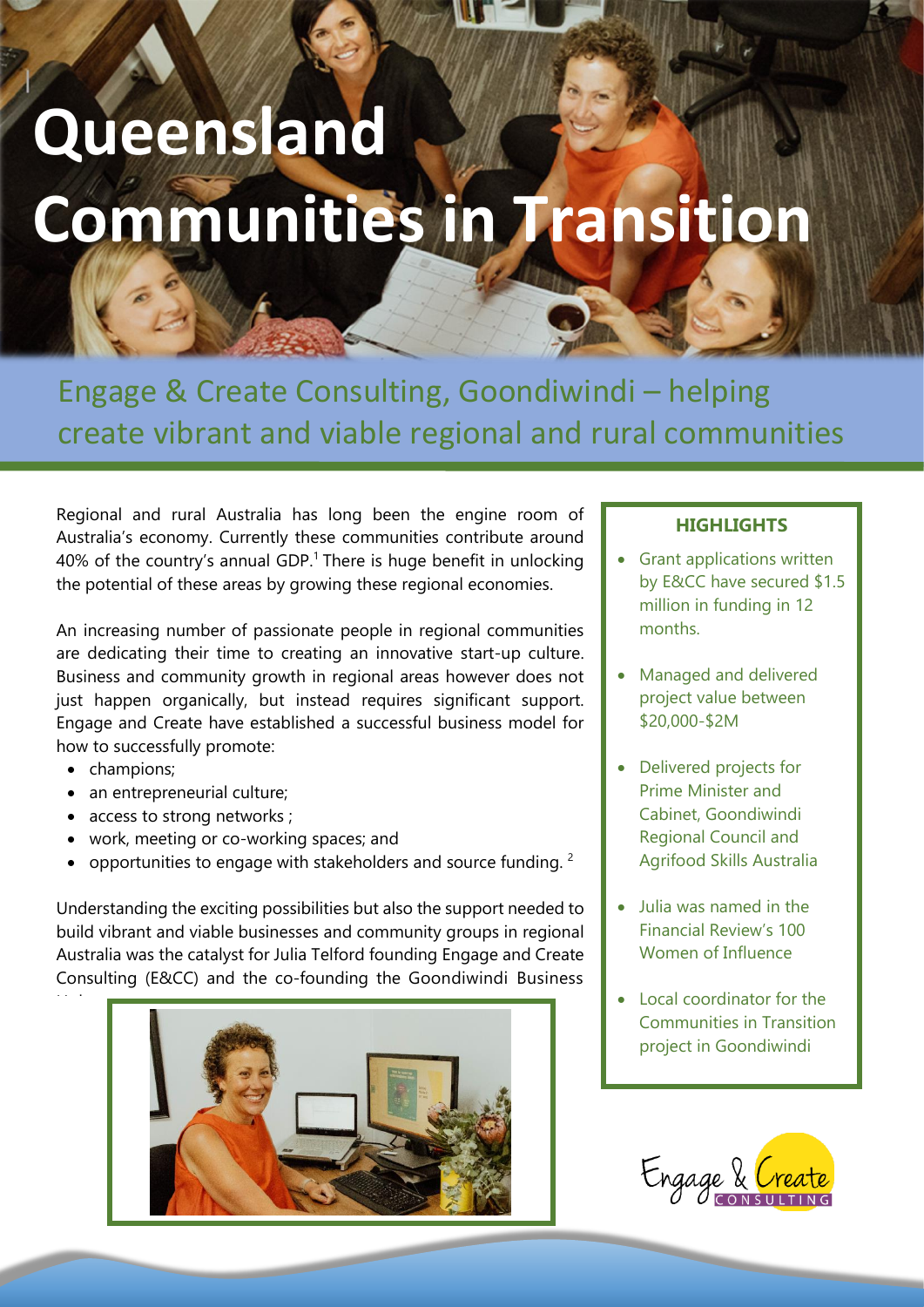# Queensland Communities in Transition

## Engage & Create Consulting, Goondiwindi – helping create vibrant and viable regional and rural communities

Regional and rural Australia has long been the engine room of Australia's economy. Currently these communities contribute around 40% of the country's annual GDP.[1] There is huge benefit in unlocking the potential of these areas by growing these regional economies.

An increasing number of passionate people in regional communities are dedicating their time to creating an innovative start-up culture. Business and community growth in regional areas however does not just happen organically, but instead requires significant support. Engage and Create have established a successful business model for how to successfully promote:

- champions;
- an entrepreneurial culture;
- access to strong networks ;
- work, meeting or co-working spaces; and
- opportunities to engage with stakeholders and source funding. [2]

Understanding the exciting possibilities but also the support needed to build vibrant and viable businesses and community groups in regional Australia was the catalyst for Julia Telford founding Engage and Create Consulting (E&CC) and the co-founding the Goondiwindi Business Hub.

**HIGHLIGHTS**

- Grant applications written by E&CC have secured $1.5 million in funding in 12 months.
- Managed and delivered project value between $20,000-$2M
- Delivered projects for Prime Minister and Cabinet, Goondiwindi Regional Council and Agrifood Skills Australia
- Julia was named in the Financial Review's 100 Women of Influence
- Local coordinator for the Communities in Transition project in Goondiwindi

Engage & Create CONSULTING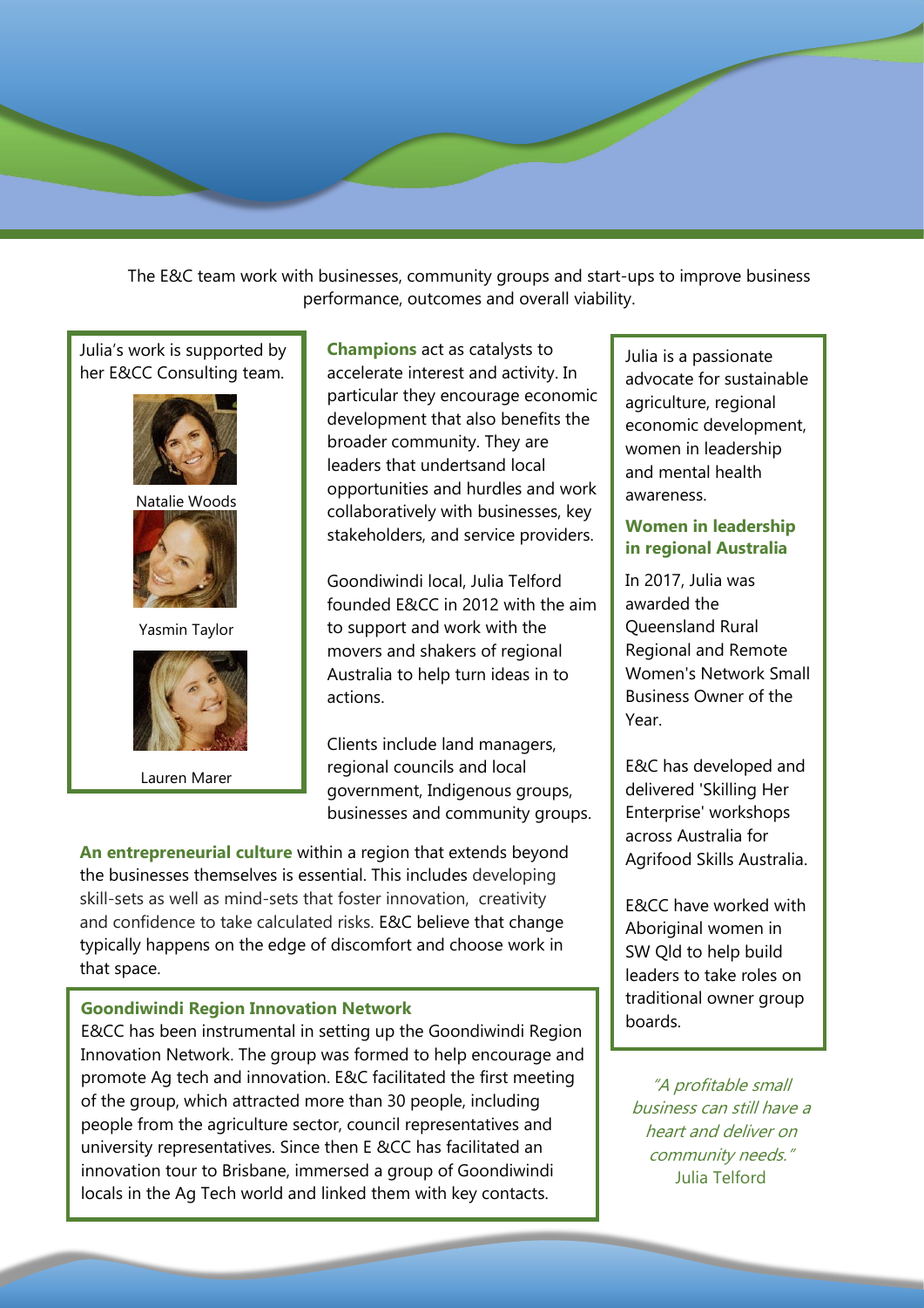The E&C team work with businesses, community groups and start-ups to improve business performance, outcomes and overall viability.

Julia's work is supported by her E&CC Consulting team.

Natalie Woods

Yasmin Taylor

Lauren Marer

**Champions** act as catalysts to accelerate interest and activity. In particular they encourage economic development that also benefits the broader community. They are leaders that undertsand local opportunities and hurdles and work collaboratively with businesses, key stakeholders, and service providers.

Goondiwindi local, Julia Telford founded E&CC in 2012 with the aim to support and work with the movers and shakers of regional Australia to help turn ideas in to actions.

Clients include land managers, regional councils and local government, Indigenous groups, businesses and community groups.

**An entrepreneurial culture** within a region that extends beyond the businesses themselves is essential. This includes developing skill-sets as well as mind-sets that foster innovation, creativity and confidence to take calculated risks. E&C believe that change typically happens on the edge of discomfort and choose work in that space.

### Goondiwindi Region Innovation Network

E&CC has been instrumental in setting up the Goondiwindi Region Innovation Network. The group was formed to help encourage and promote Ag tech and innovation. E&C facilitated the first meeting of the group, which attracted more than 30 people, including people from the agriculture sector, council representatives and university representatives. Since then E &CC has facilitated an innovation tour to Brisbane, immersed a group of Goondiwindi locals in the Ag Tech world and linked them with key contacts.

Julia is a passionate advocate for sustainable agriculture, regional economic development, women in leadership and mental health awareness.

### Women in leadership in regional Australia

In 2017, Julia was awarded the Queensland Rural Regional and Remote Women's Network Small Business Owner of the Year.

E&C has developed and delivered 'Skilling Her Enterprise' workshops across Australia for Agrifood Skills Australia.

E&CC have worked with Aboriginal women in SW Qld to help build leaders to take roles on traditional owner group boards.

*"A profitable small business can still have a heart and deliver on community needs."*
Julia Telford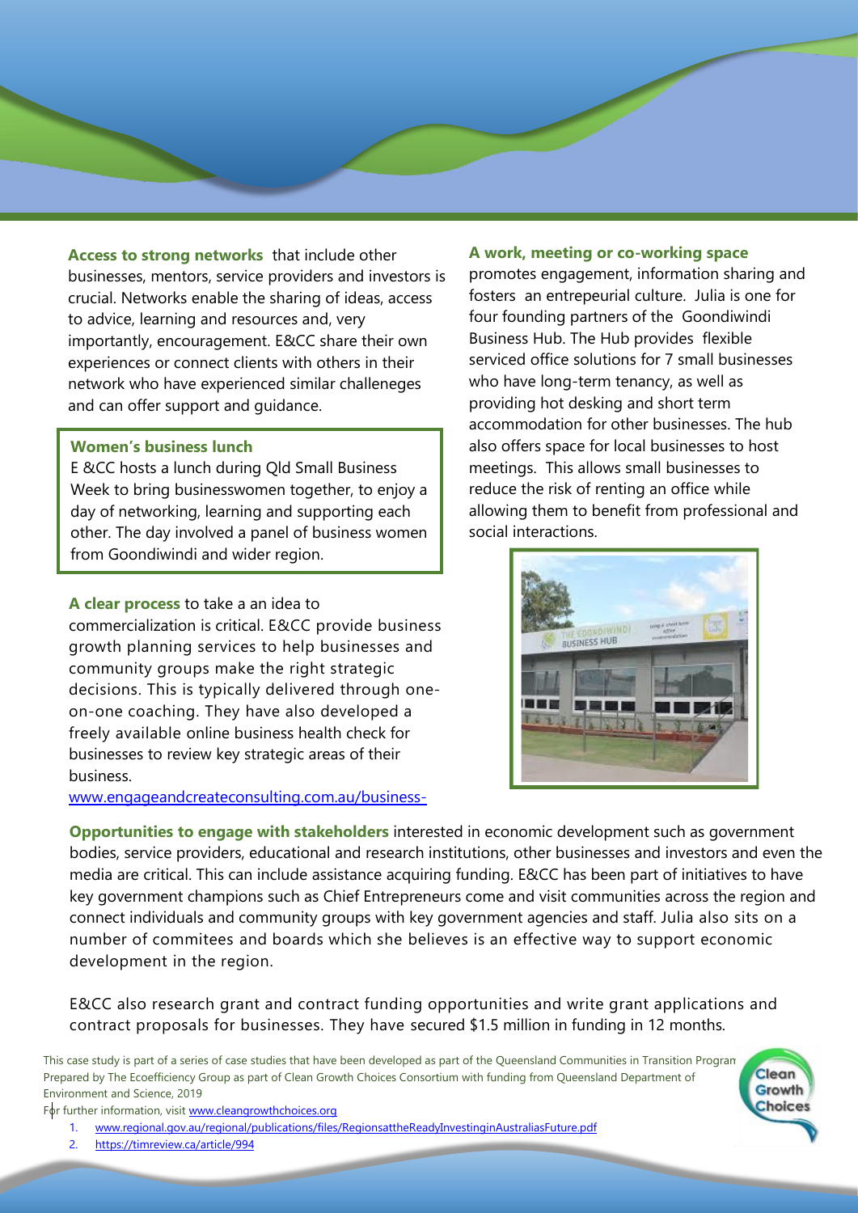**Access to strong networks** that include other businesses, mentors, service providers and investors is crucial. Networks enable the sharing of ideas, access to advice, learning and resources and, very importantly, encouragement. E&CC share their own experiences or connect clients with others in their network who have experienced similar challeneges and can offer support and guidance.

**Women's business lunch**

E &CC hosts a lunch during Qld Small Business Week to bring businesswomen together, to enjoy a day of networking, learning and supporting each other. The day involved a panel of business women from Goondiwindi and wider region.

**A clear process** to take a an idea to commercialization is critical. E&CC provide business growth planning services to help businesses and community groups make the right strategic decisions. This is typically delivered through one-on-one coaching. They have also developed a freely available online business health check for businesses to review key strategic areas of their business.
www.engageandcreateconsulting.com.au/business-

**A work, meeting or co-working space** promotes engagement, information sharing and fosters an entrepeurial culture. Julia is one for four founding partners of the Goondiwindi Business Hub. The Hub provides flexible serviced office solutions for 7 small businesses who have long-term tenancy, as well as providing hot desking and short term accommodation for other businesses. The hub also offers space for local businesses to host meetings. This allows small businesses to reduce the risk of renting an office while allowing them to benefit from professional and social interactions.

**Opportunities to engage with stakeholders** interested in economic development such as government bodies, service providers, educational and research institutions, other businesses and investors and even the media are critical. This can include assistance acquiring funding. E&CC has been part of initiatives to have key government champions such as Chief Entrepreneurs come and visit communities across the region and connect individuals and community groups with key government agencies and staff. Julia also sits on a number of commitees and boards which she believes is an effective way to support economic development in the region.

E&CC also research grant and contract funding opportunities and write grant applications and contract proposals for businesses. They have secured $1.5 million in funding in 12 months.

This case study is part of a series of case studies that have been developed as part of the Queensland Communities in Transition Program Prepared by The Ecoefficiency Group as part of Clean Growth Choices Consortium with funding from Queensland Department of Environment and Science, 2019
For further information, visit www.cleangrowthchoices.org

1. www.regional.gov.au/regional/publications/files/RegionsattheReadyInvestinginAustraliasFuture.pdf
2. https://timreview.ca/article/994